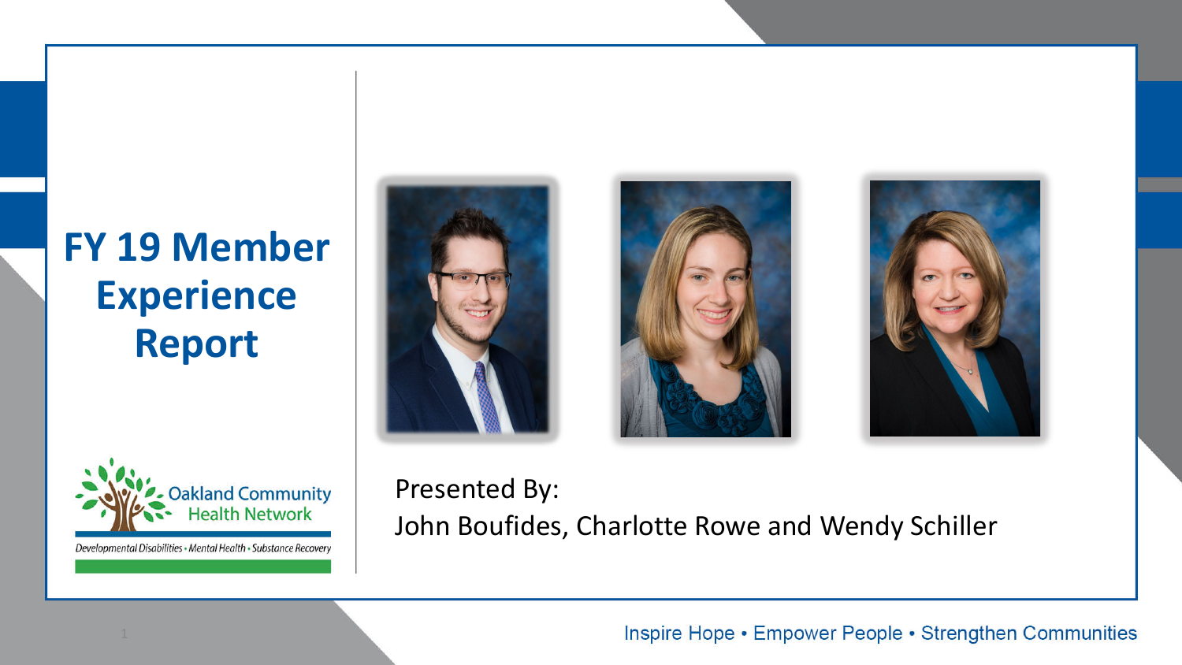# FY 19 Member Experience Report

Oakland Community Health Network

*Developmental Disabilities • Mental Health • Substance Recovery*

Presented By:
John Boufides, Charlotte Rowe and Wendy Schiller

Inspire Hope • Empower People • Strengthen Communities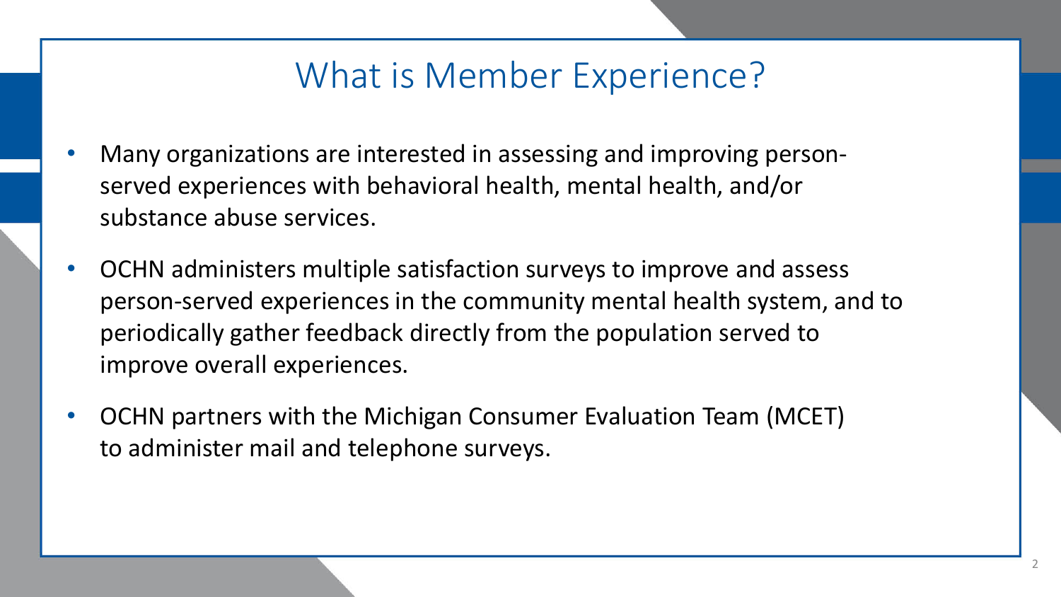# What is Member Experience?

- Many organizations are interested in assessing and improving person-served experiences with behavioral health, mental health, and/or substance abuse services.
- OCHN administers multiple satisfaction surveys to improve and assess person-served experiences in the community mental health system, and to periodically gather feedback directly from the population served to improve overall experiences.
- OCHN partners with the Michigan Consumer Evaluation Team (MCET) to administer mail and telephone surveys.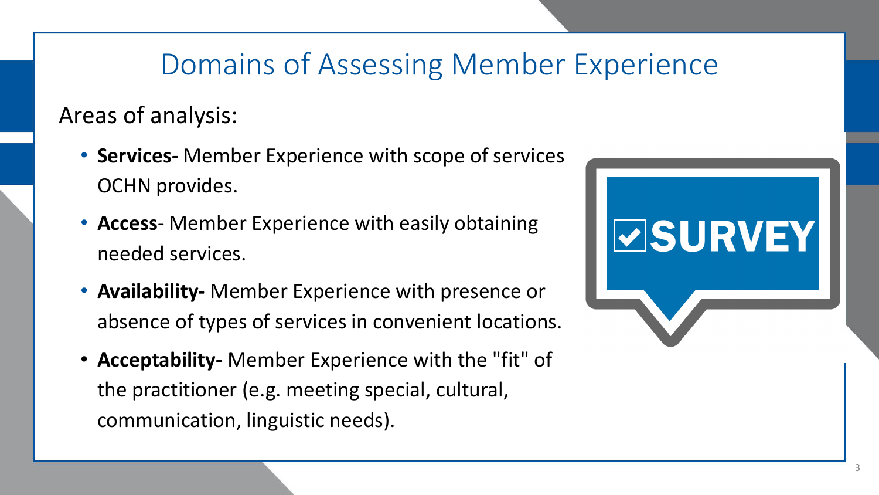# Domains of Assessing Member Experience

Areas of analysis:

- **Services-** Member Experience with scope of services OCHN provides.
- **Access**- Member Experience with easily obtaining needed services.
- **Availability-** Member Experience with presence or absence of types of services in convenient locations.
- **Acceptability-** Member Experience with the "fit" of the practitioner (e.g. meeting special, cultural, communication, linguistic needs).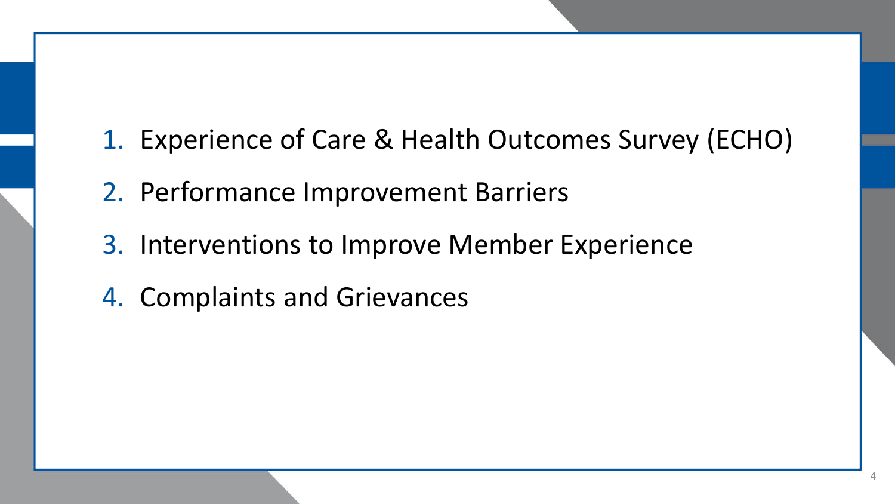1. Experience of Care & Health Outcomes Survey (ECHO)
2. Performance Improvement Barriers
3. Interventions to Improve Member Experience
4. Complaints and Grievances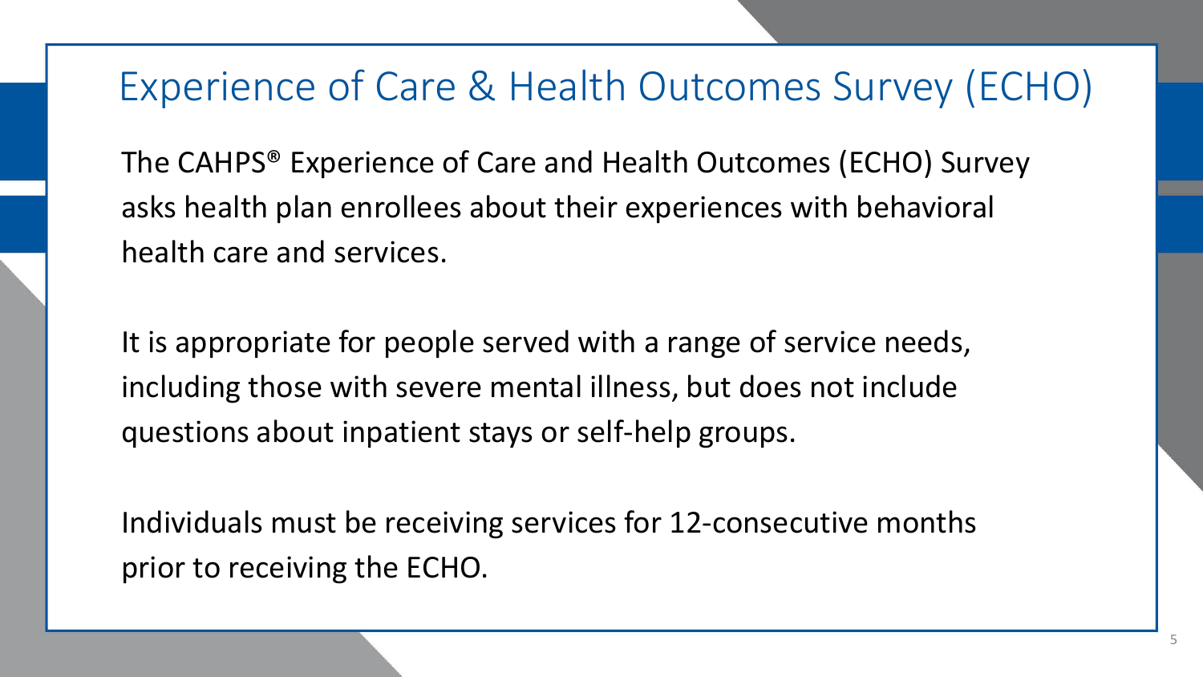# Experience of Care & Health Outcomes Survey (ECHO)

The CAHPS® Experience of Care and Health Outcomes (ECHO) Survey asks health plan enrollees about their experiences with behavioral health care and services.

It is appropriate for people served with a range of service needs, including those with severe mental illness, but does not include questions about inpatient stays or self-help groups.

Individuals must be receiving services for 12-consecutive months prior to receiving the ECHO.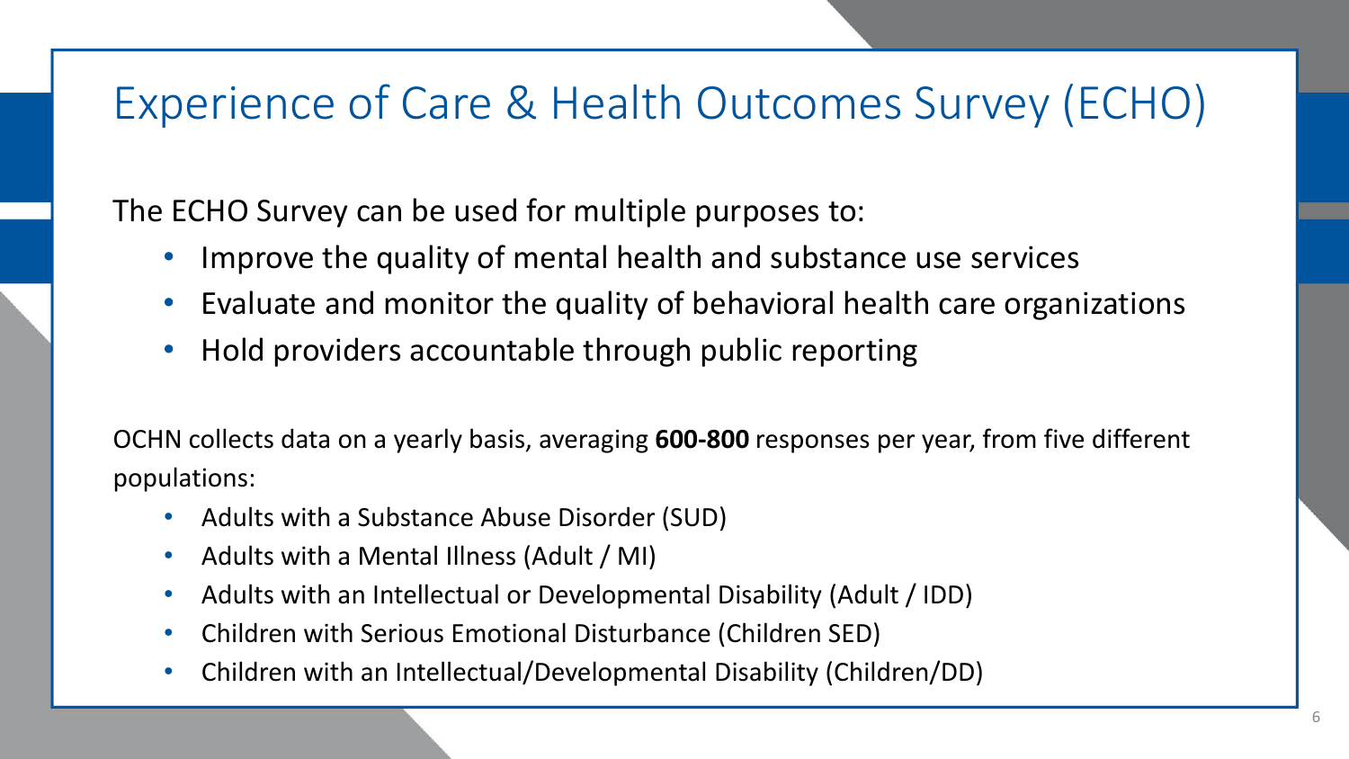# Experience of Care & Health Outcomes Survey (ECHO)

The ECHO Survey can be used for multiple purposes to:

- Improve the quality of mental health and substance use services
- Evaluate and monitor the quality of behavioral health care organizations
- Hold providers accountable through public reporting

OCHN collects data on a yearly basis, averaging **600-800** responses per year, from five different populations:

- Adults with a Substance Abuse Disorder (SUD)
- Adults with a Mental Illness (Adult / MI)
- Adults with an Intellectual or Developmental Disability (Adult / IDD)
- Children with Serious Emotional Disturbance (Children SED)
- Children with an Intellectual/Developmental Disability (Children/DD)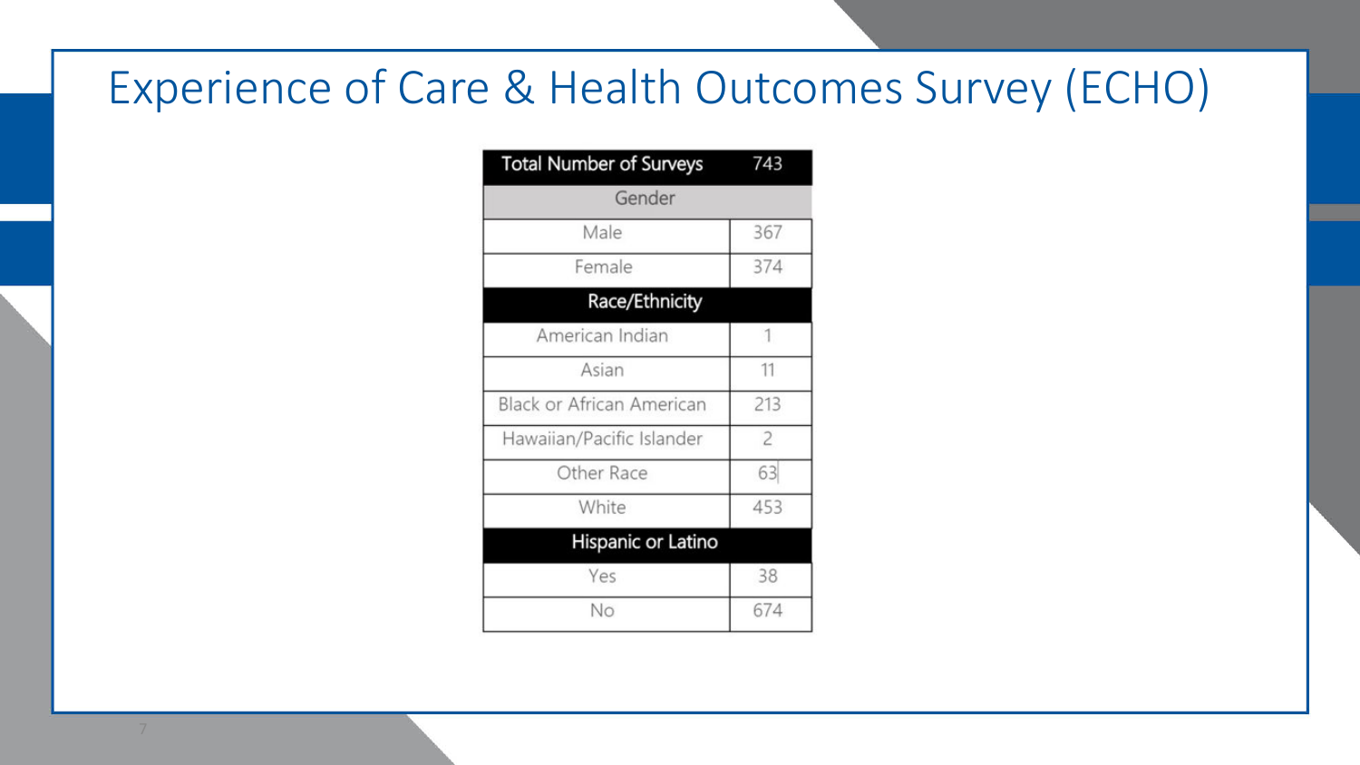# Experience of Care & Health Outcomes Survey (ECHO)

| Total Number of Surveys | 743 |
|---|---|
| **Gender** | |
| Male | 367 |
| Female | 374 |
| **Race/Ethnicity** | |
| American Indian | 1 |
| Asian | 11 |
| Black or African American | 213 |
| Hawaiian/Pacific Islander | 2 |
| Other Race | 63 |
| White | 453 |
| **Hispanic or Latino** | |
| Yes | 38 |
| No | 674 |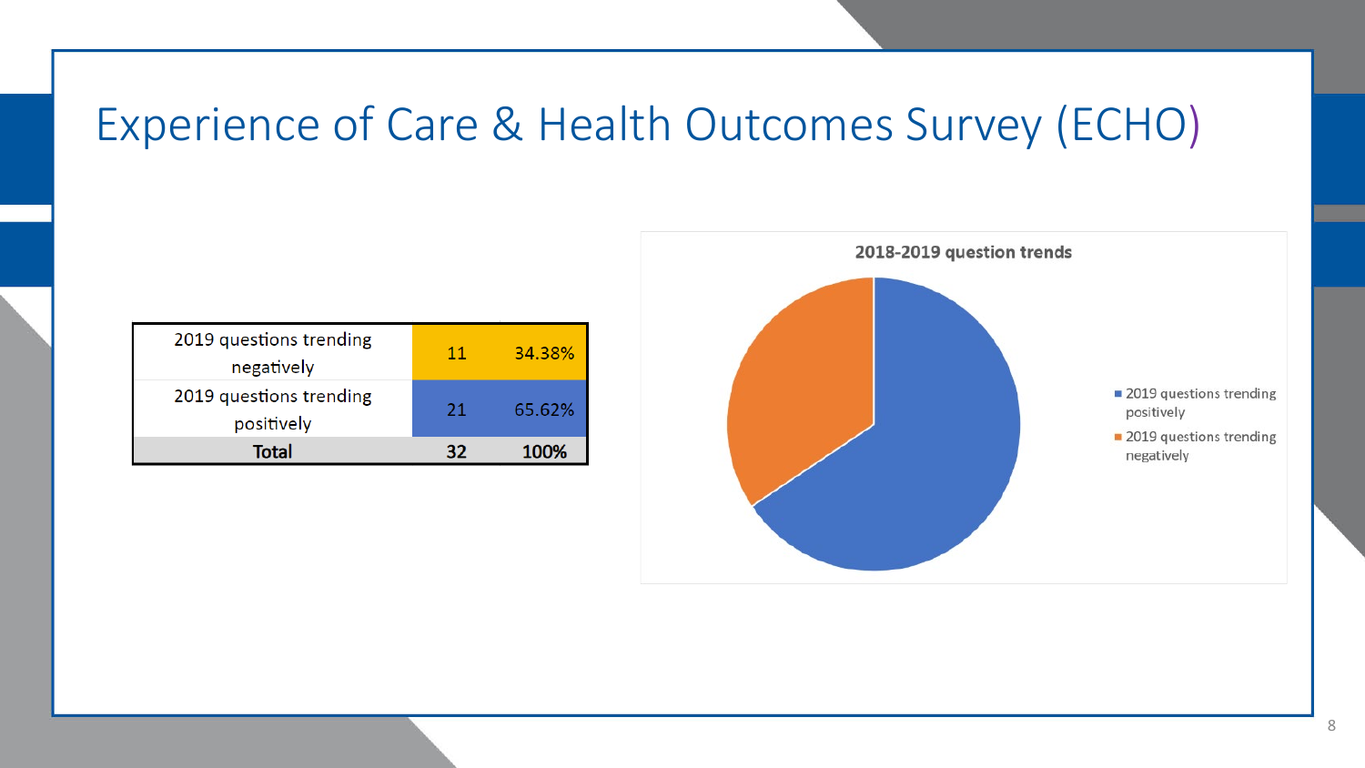# Experience of Care & Health Outcomes Survey (ECHO)

| | | |
|---|---|---|
| 2019 questions trending negatively | 11 | 34.38% |
| 2019 questions trending positively | 21 | 65.62% |
| **Total** | **32** | **100%** |

**2018-2019 question trends**

- 2019 questions trending positively
- 2019 questions trending negatively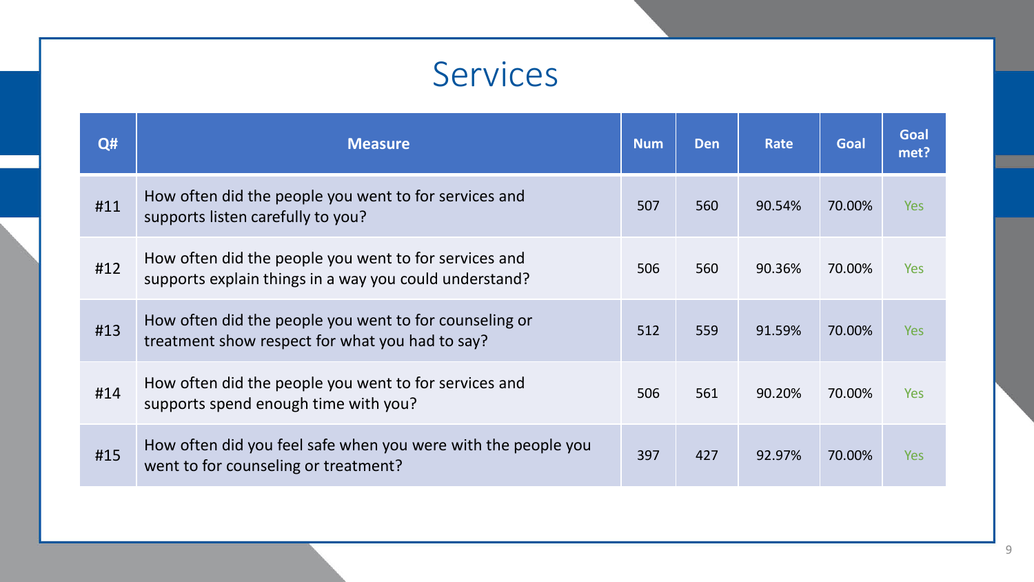# Services

| Q# | Measure | Num | Den | Rate | Goal | Goal met? |
|---|---|---|---|---|---|---|
| #11 | How often did the people you went to for services and supports listen carefully to you? | 507 | 560 | 90.54% | 70.00% | Yes |
| #12 | How often did the people you went to for services and supports explain things in a way you could understand? | 506 | 560 | 90.36% | 70.00% | Yes |
| #13 | How often did the people you went to for counseling or treatment show respect for what you had to say? | 512 | 559 | 91.59% | 70.00% | Yes |
| #14 | How often did the people you went to for services and supports spend enough time with you? | 506 | 561 | 90.20% | 70.00% | Yes |
| #15 | How often did you feel safe when you were with the people you went to for counseling or treatment? | 397 | 427 | 92.97% | 70.00% | Yes |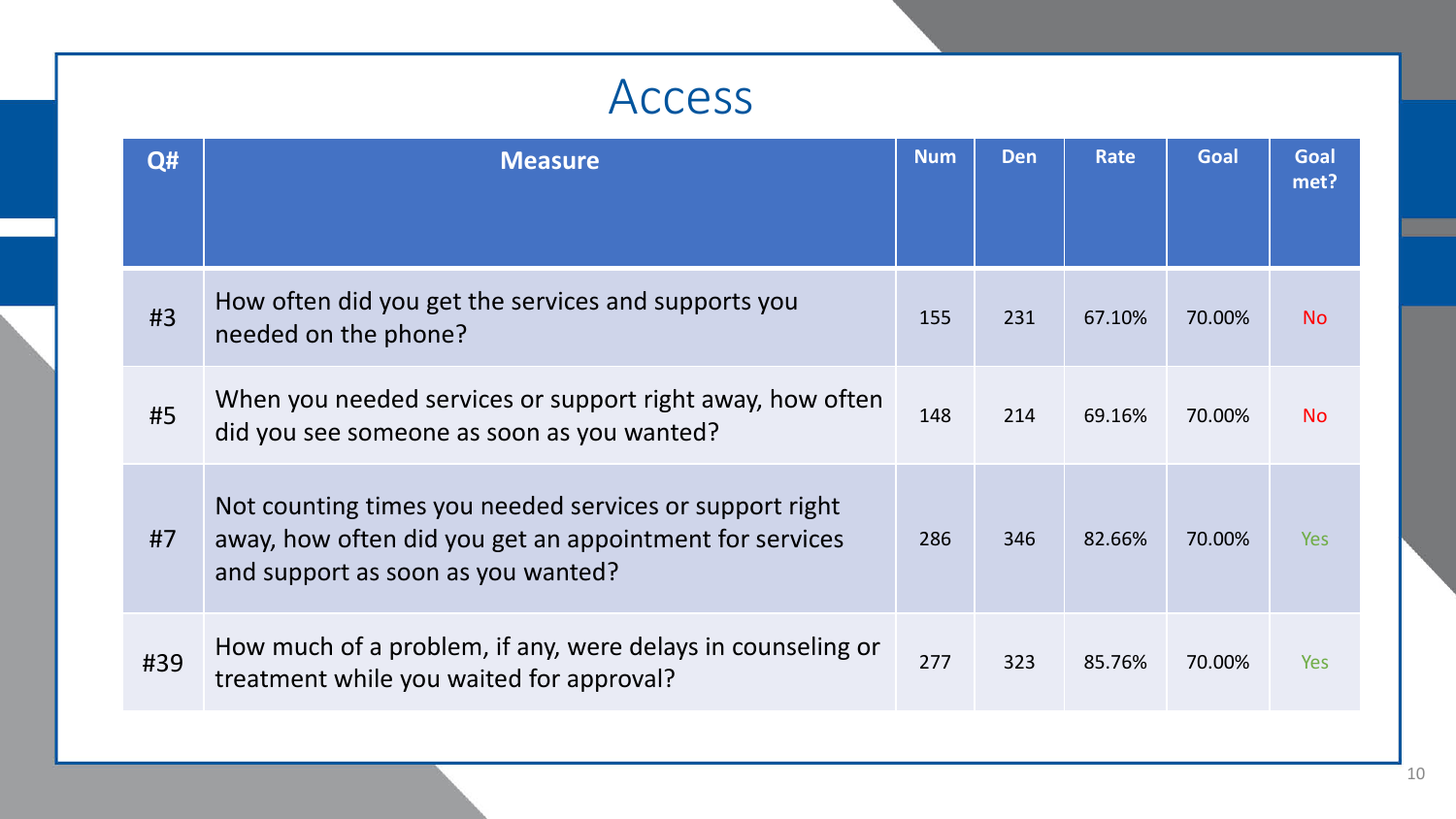# Access

| Q# | Measure | Num | Den | Rate | Goal | Goal met? |
|---|---|---|---|---|---|---|
| #3 | How often did you get the services and supports you needed on the phone? | 155 | 231 | 67.10% | 70.00% | No |
| #5 | When you needed services or support right away, how often did you see someone as soon as you wanted? | 148 | 214 | 69.16% | 70.00% | No |
| #7 | Not counting times you needed services or support right away, how often did you get an appointment for services and support as soon as you wanted? | 286 | 346 | 82.66% | 70.00% | Yes |
| #39 | How much of a problem, if any, were delays in counseling or treatment while you waited for approval? | 277 | 323 | 85.76% | 70.00% | Yes |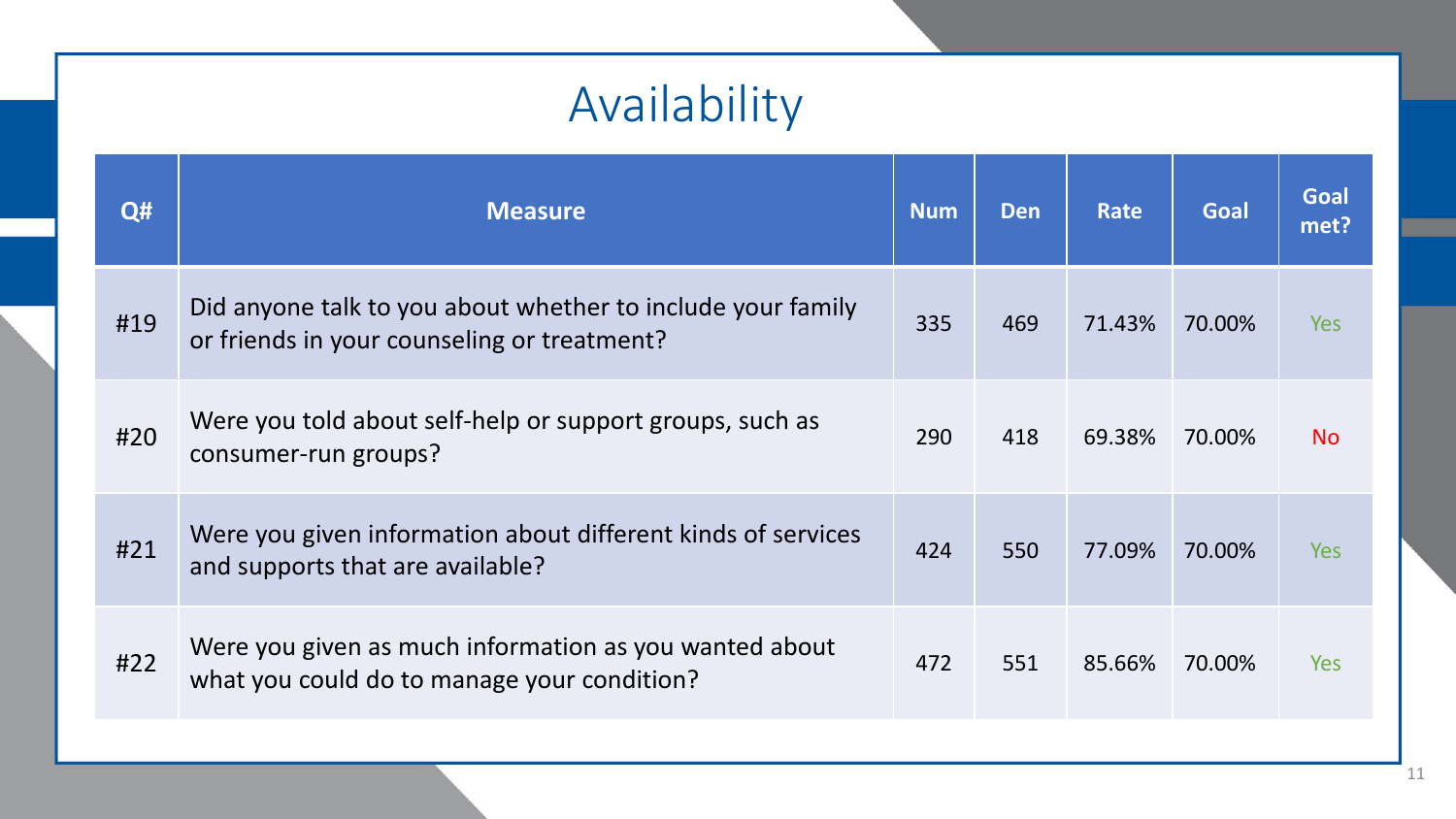# Availability

| Q# | Measure | Num | Den | Rate | Goal | Goal met? |
|---|---|---|---|---|---|---|
| #19 | Did anyone talk to you about whether to include your family or friends in your counseling or treatment? | 335 | 469 | 71.43% | 70.00% | Yes |
| #20 | Were you told about self-help or support groups, such as consumer-run groups? | 290 | 418 | 69.38% | 70.00% | No |
| #21 | Were you given information about different kinds of services and supports that are available? | 424 | 550 | 77.09% | 70.00% | Yes |
| #22 | Were you given as much information as you wanted about what you could do to manage your condition? | 472 | 551 | 85.66% | 70.00% | Yes |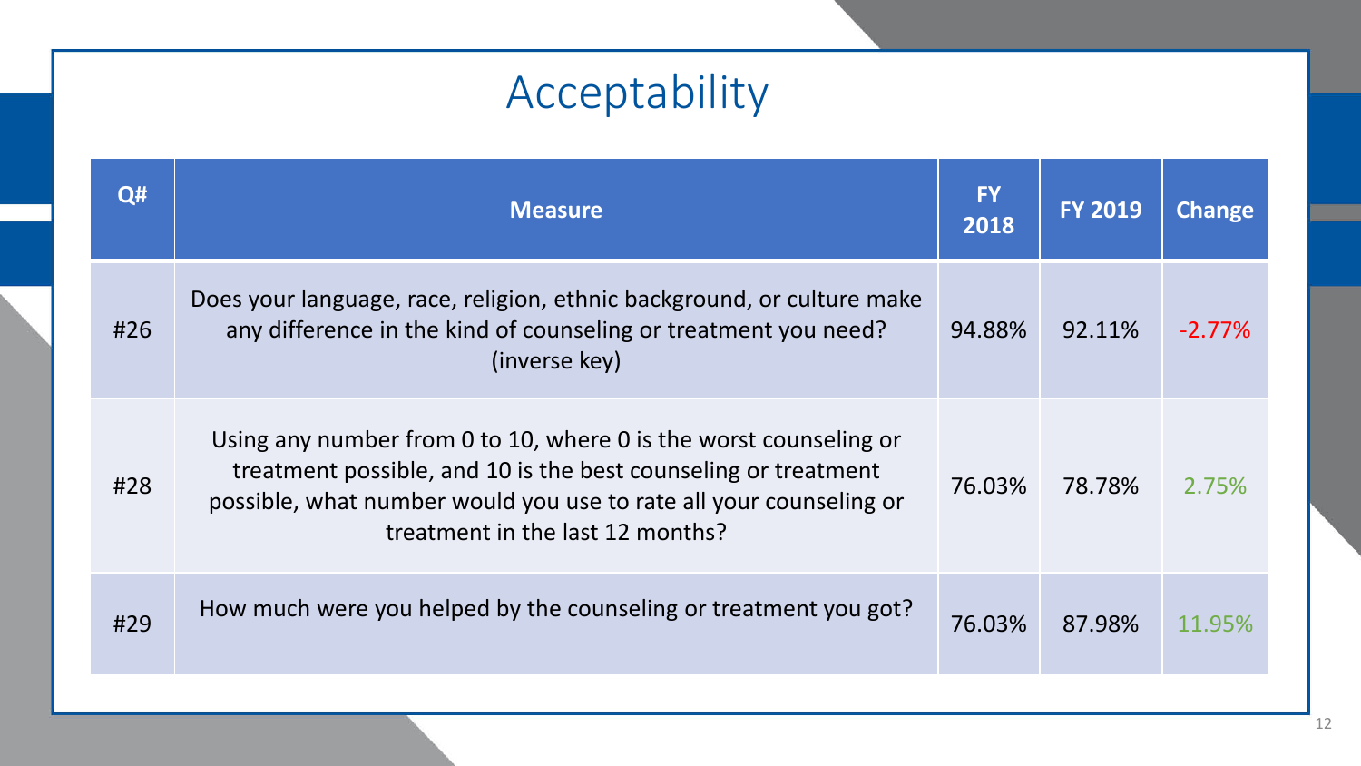# Acceptability

| Q# | Measure | FY 2018 | FY 2019 | Change |
|---|---|---|---|---|
| #26 | Does your language, race, religion, ethnic background, or culture make any difference in the kind of counseling or treatment you need? (inverse key) | 94.88% | 92.11% | -2.77% |
| #28 | Using any number from 0 to 10, where 0 is the worst counseling or treatment possible, and 10 is the best counseling or treatment possible, what number would you use to rate all your counseling or treatment in the last 12 months? | 76.03% | 78.78% | 2.75% |
| #29 | How much were you helped by the counseling or treatment you got? | 76.03% | 87.98% | 11.95% |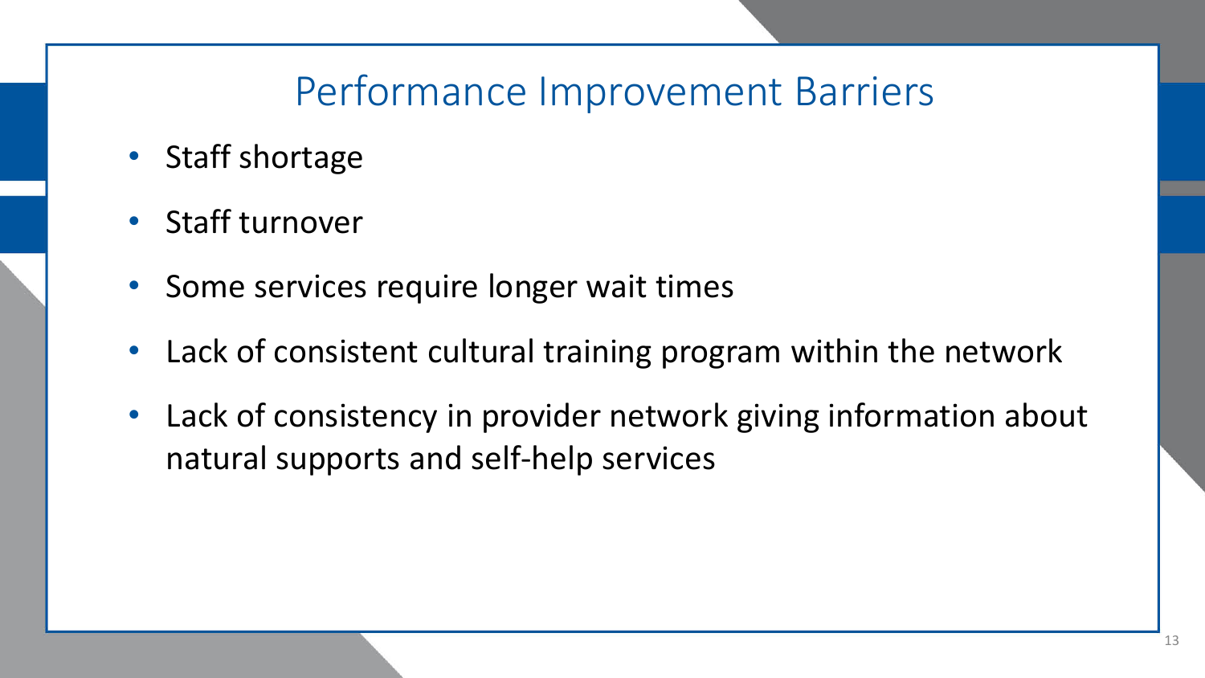# Performance Improvement Barriers

- Staff shortage
- Staff turnover
- Some services require longer wait times
- Lack of consistent cultural training program within the network
- Lack of consistency in provider network giving information about natural supports and self-help services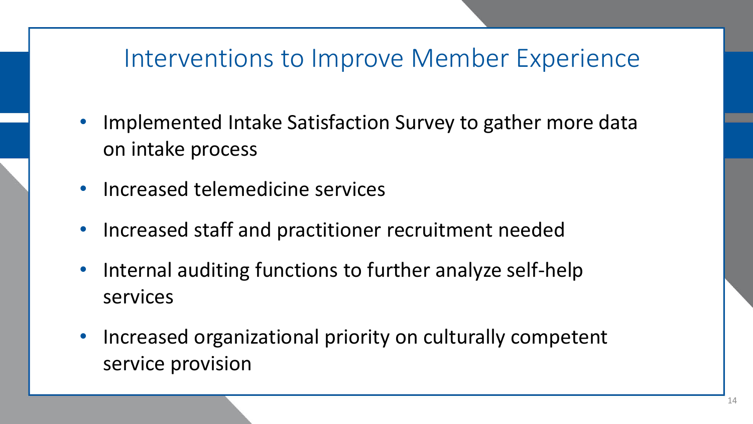# Interventions to Improve Member Experience

- Implemented Intake Satisfaction Survey to gather more data on intake process
- Increased telemedicine services
- Increased staff and practitioner recruitment needed
- Internal auditing functions to further analyze self-help services
- Increased organizational priority on culturally competent service provision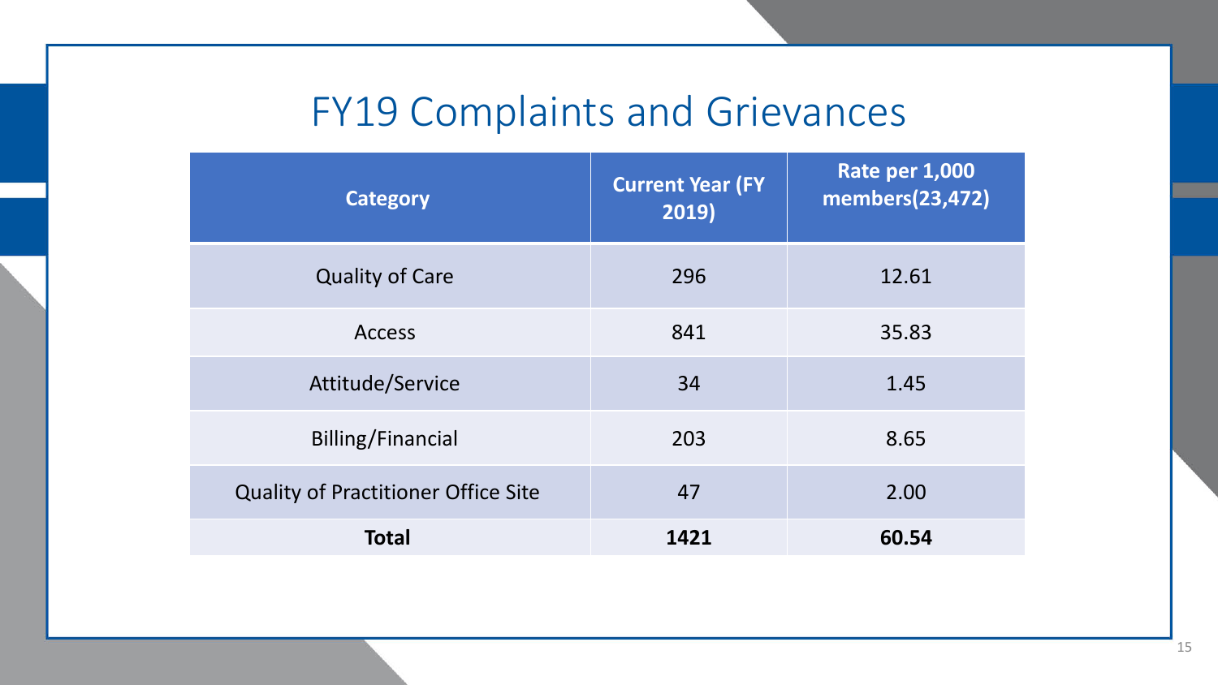# FY19 Complaints and Grievances

| Category | Current Year (FY 2019) | Rate per 1,000 members(23,472) |
|---|---|---|
| Quality of Care | 296 | 12.61 |
| Access | 841 | 35.83 |
| Attitude/Service | 34 | 1.45 |
| Billing/Financial | 203 | 8.65 |
| Quality of Practitioner Office Site | 47 | 2.00 |
| **Total** | **1421** | **60.54** |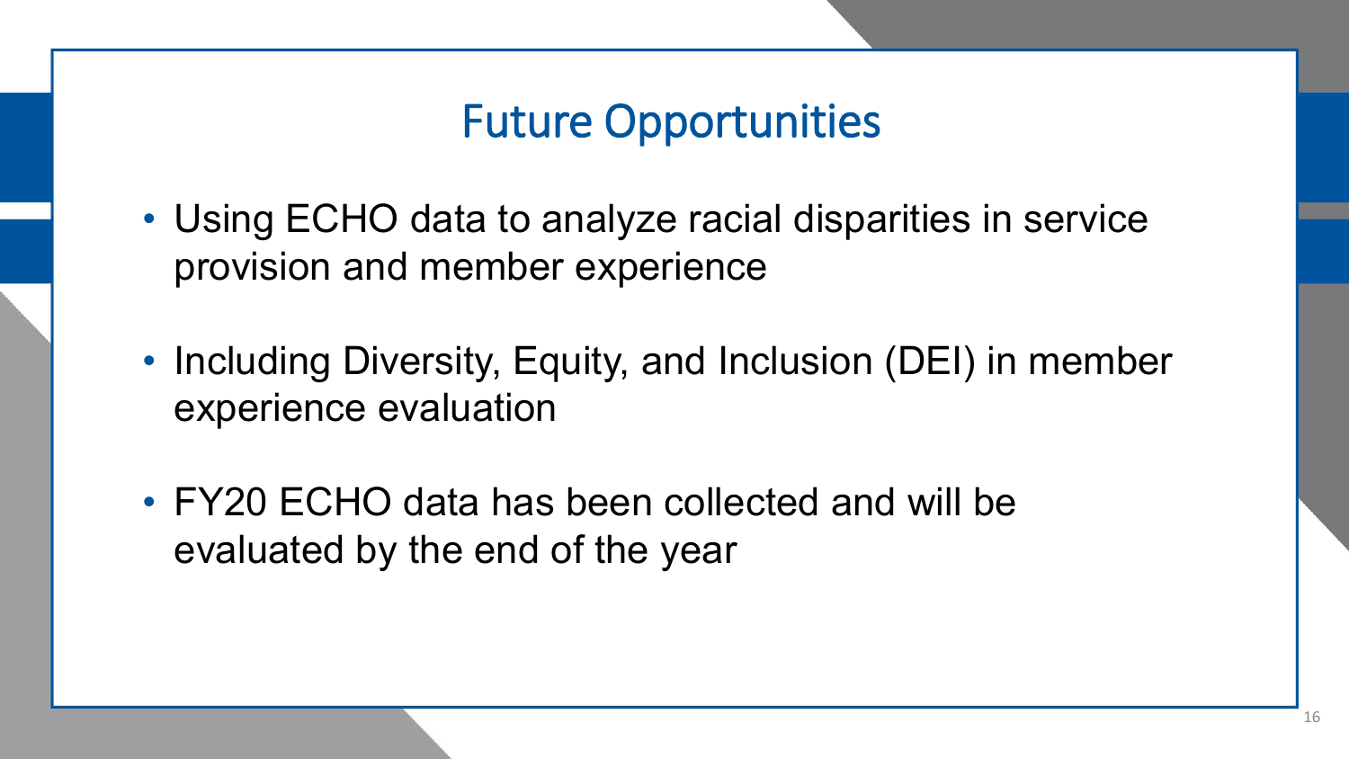# Future Opportunities

- Using ECHO data to analyze racial disparities in service provision and member experience
- Including Diversity, Equity, and Inclusion (DEI) in member experience evaluation
- FY20 ECHO data has been collected and will be evaluated by the end of the year